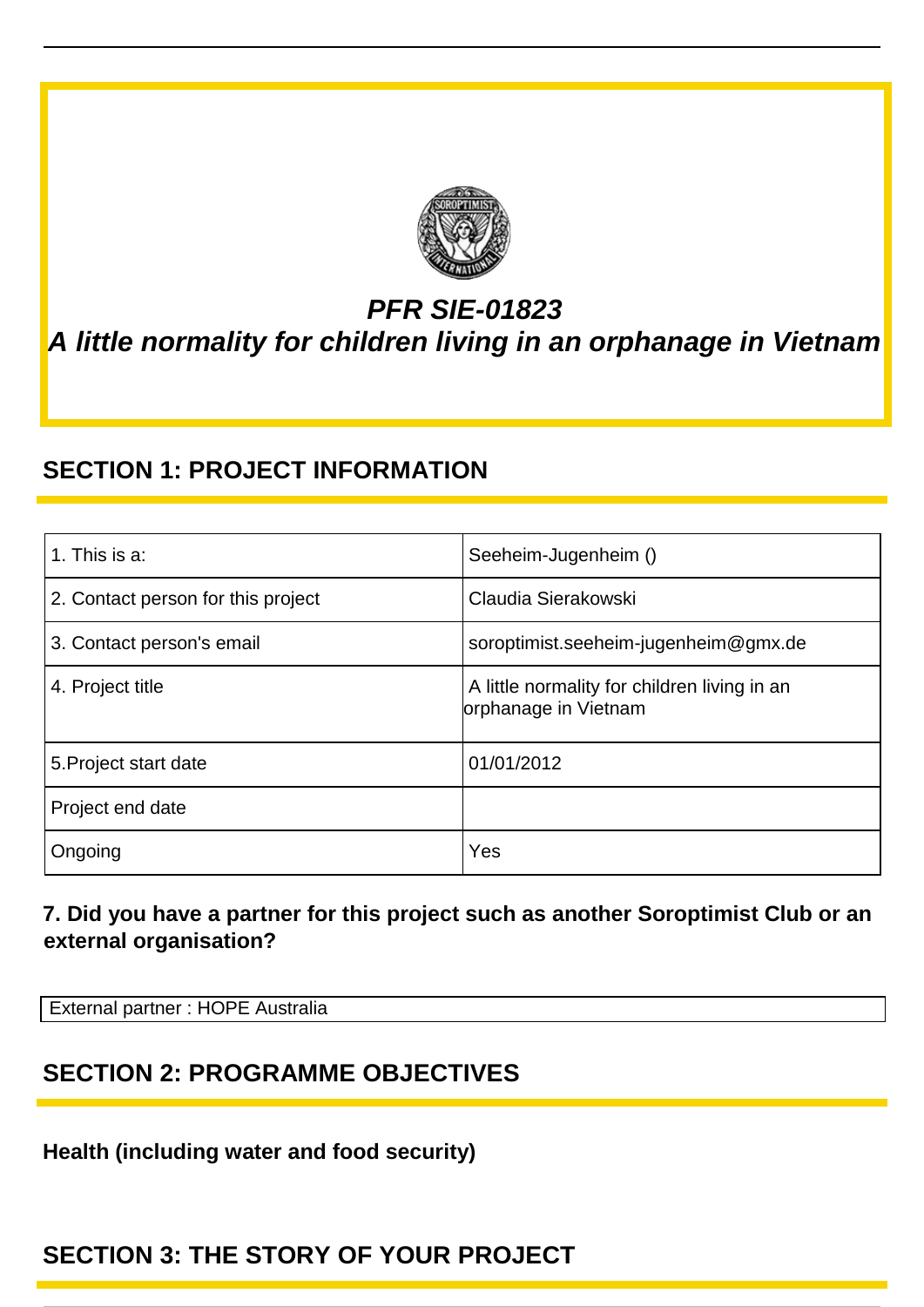# *PFR SIE-01823*
# *A little normality for children living in an orphanage in Vietnam*

## SECTION 1: PROJECT INFORMATION

| | |
|---|---|
| 1. This is a: | Seeheim-Jugenheim () |
| 2. Contact person for this project | Claudia Sierakowski |
| 3. Contact person's email | soroptimist.seeheim-jugenheim@gmx.de |
| 4. Project title | A little normality for children living in an orphanage in Vietnam |
| 5.Project start date | 01/01/2012 |
| Project end date | |
| Ongoing | Yes |

**7. Did you have a partner for this project such as another Soroptimist Club or an external organisation?**

External partner : HOPE Australia

## SECTION 2: PROGRAMME OBJECTIVES

**Health (including water and food security)**

## SECTION 3: THE STORY OF YOUR PROJECT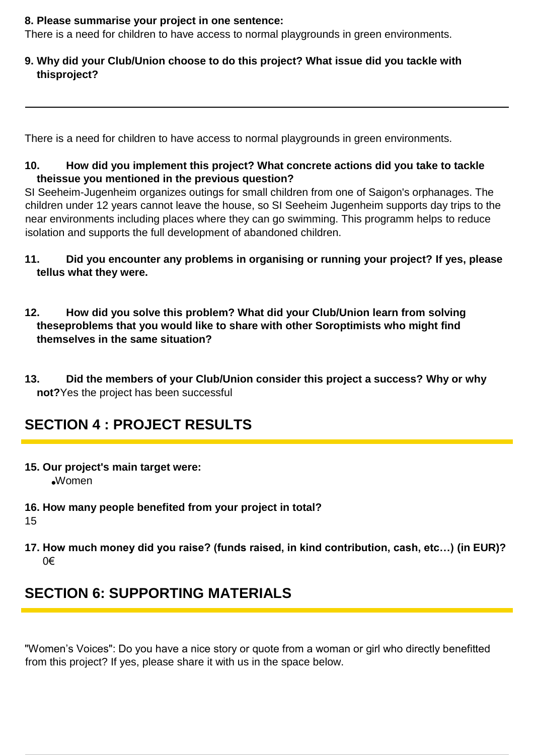**8. Please summarise your project in one sentence:**

There is a need for children to have access to normal playgrounds in green environments.

**9. Why did your Club/Union choose to do this project? What issue did you tackle with thisproject?**

---

There is a need for children to have access to normal playgrounds in green environments.

**10. How did you implement this project? What concrete actions did you take to tackle theissue you mentioned in the previous question?**

SI Seeheim-Jugenheim organizes outings for small children from one of Saigon's orphanages. The children under 12 years cannot leave the house, so SI Seeheim Jugenheim supports day trips to the near environments including places where they can go swimming. This programm helps to reduce isolation and supports the full development of abandoned children.

**11. Did you encounter any problems in organising or running your project? If yes, please tellus what they were.**

**12. How did you solve this problem? What did your Club/Union learn from solving theseproblems that you would like to share with other Soroptimists who might find themselves in the same situation?**

**13. Did the members of your Club/Union consider this project a success? Why or why not?** Yes the project has been successful

## SECTION 4 : PROJECT RESULTS

**15. Our project's main target were:**

- Women

**16. How many people benefited from your project in total?**

15

**17. How much money did you raise? (funds raised, in kind contribution, cash, etc…) (in EUR)?**

0€

## SECTION 6: SUPPORTING MATERIALS

"Women's Voices": Do you have a nice story or quote from a woman or girl who directly benefitted from this project? If yes, please share it with us in the space below.